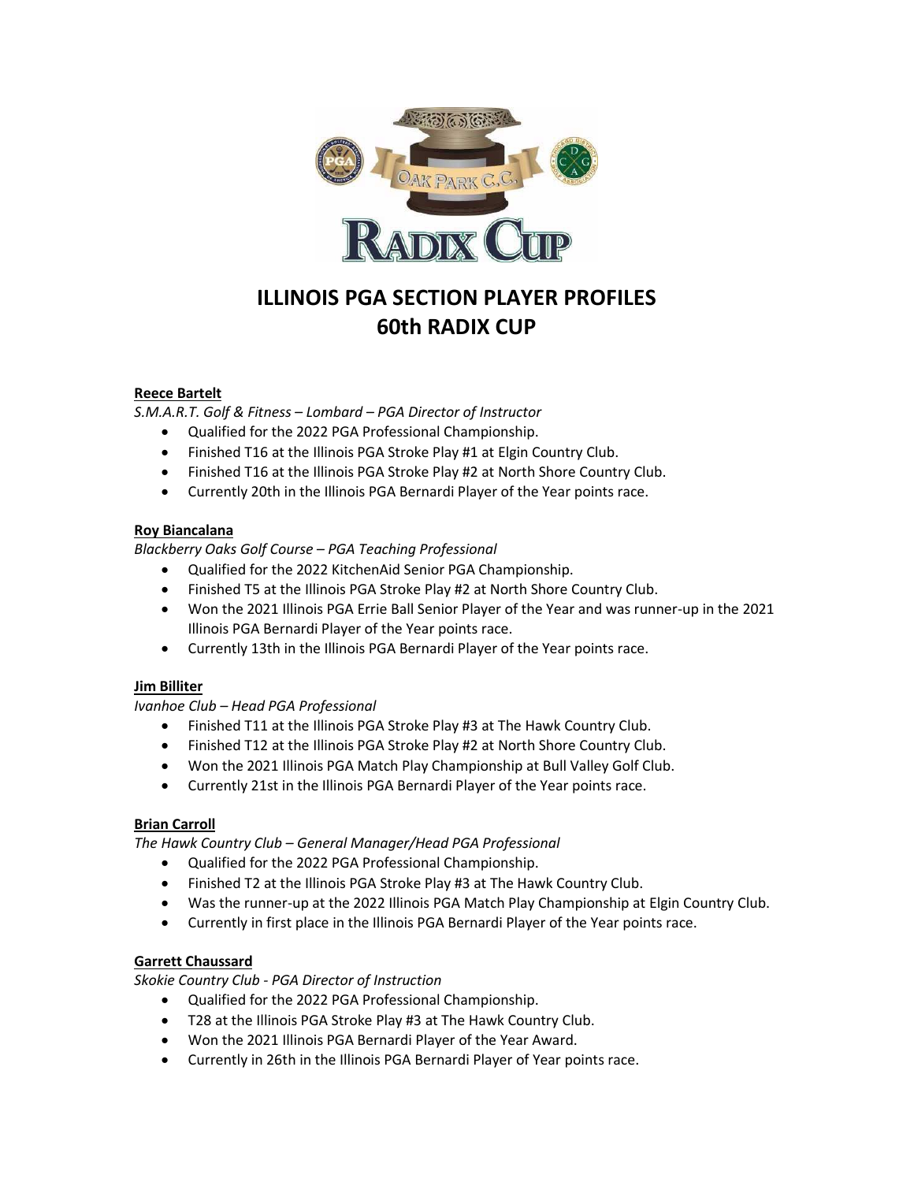# ILLINOIS PGA SECTION PLAYER PROFILES
# 60th RADIX CUP

**Reece Bartelt**

*S.M.A.R.T. Golf & Fitness – Lombard – PGA Director of Instructor*

- Qualified for the 2022 PGA Professional Championship.
- Finished T16 at the Illinois PGA Stroke Play #1 at Elgin Country Club.
- Finished T16 at the Illinois PGA Stroke Play #2 at North Shore Country Club.
- Currently 20th in the Illinois PGA Bernardi Player of the Year points race.

**Roy Biancalana**

*Blackberry Oaks Golf Course – PGA Teaching Professional*

- Qualified for the 2022 KitchenAid Senior PGA Championship.
- Finished T5 at the Illinois PGA Stroke Play #2 at North Shore Country Club.
- Won the 2021 Illinois PGA Errie Ball Senior Player of the Year and was runner-up in the 2021 Illinois PGA Bernardi Player of the Year points race.
- Currently 13th in the Illinois PGA Bernardi Player of the Year points race.

**Jim Billiter**

*Ivanhoe Club – Head PGA Professional*

- Finished T11 at the Illinois PGA Stroke Play #3 at The Hawk Country Club.
- Finished T12 at the Illinois PGA Stroke Play #2 at North Shore Country Club.
- Won the 2021 Illinois PGA Match Play Championship at Bull Valley Golf Club.
- Currently 21st in the Illinois PGA Bernardi Player of the Year points race.

**Brian Carroll**

*The Hawk Country Club – General Manager/Head PGA Professional*

- Qualified for the 2022 PGA Professional Championship.
- Finished T2 at the Illinois PGA Stroke Play #3 at The Hawk Country Club.
- Was the runner-up at the 2022 Illinois PGA Match Play Championship at Elgin Country Club.
- Currently in first place in the Illinois PGA Bernardi Player of the Year points race.

**Garrett Chaussard**

*Skokie Country Club - PGA Director of Instruction*

- Qualified for the 2022 PGA Professional Championship.
- T28 at the Illinois PGA Stroke Play #3 at The Hawk Country Club.
- Won the 2021 Illinois PGA Bernardi Player of the Year Award.
- Currently in 26th in the Illinois PGA Bernardi Player of Year points race.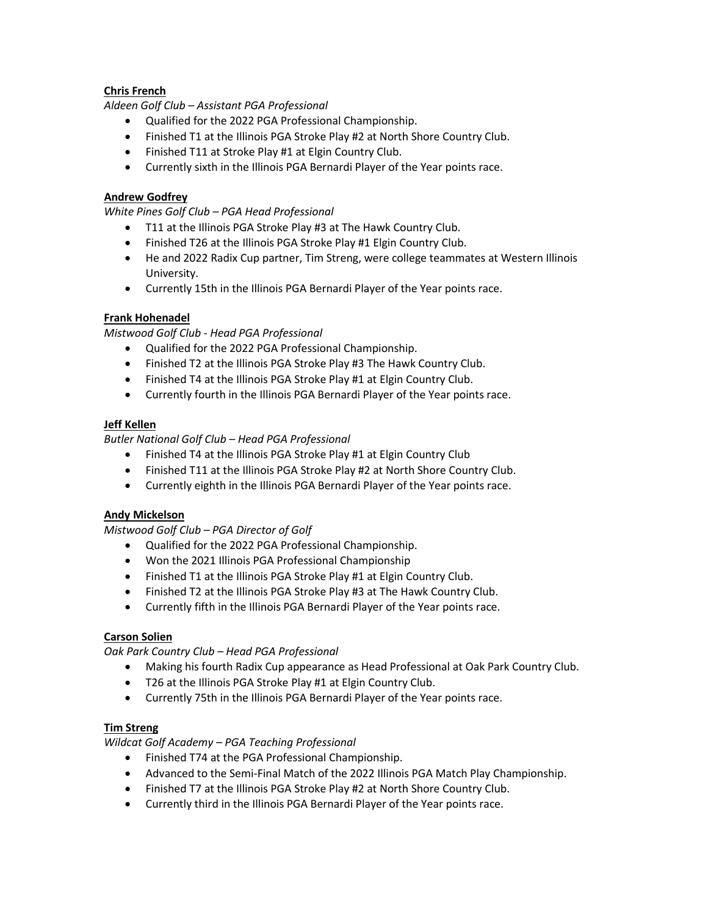**Chris French**

*Aldeen Golf Club – Assistant PGA Professional*

- Qualified for the 2022 PGA Professional Championship.
- Finished T1 at the Illinois PGA Stroke Play #2 at North Shore Country Club.
- Finished T11 at Stroke Play #1 at Elgin Country Club.
- Currently sixth in the Illinois PGA Bernardi Player of the Year points race.

**Andrew Godfrey**

*White Pines Golf Club – PGA Head Professional*

- T11 at the Illinois PGA Stroke Play #3 at The Hawk Country Club.
- Finished T26 at the Illinois PGA Stroke Play #1 Elgin Country Club.
- He and 2022 Radix Cup partner, Tim Streng, were college teammates at Western Illinois University.
- Currently 15th in the Illinois PGA Bernardi Player of the Year points race.

**Frank Hohenadel**

*Mistwood Golf Club - Head PGA Professional*

- Qualified for the 2022 PGA Professional Championship.
- Finished T2 at the Illinois PGA Stroke Play #3 The Hawk Country Club.
- Finished T4 at the Illinois PGA Stroke Play #1 at Elgin Country Club.
- Currently fourth in the Illinois PGA Bernardi Player of the Year points race.

**Jeff Kellen**

*Butler National Golf Club – Head PGA Professional*

- Finished T4 at the Illinois PGA Stroke Play #1 at Elgin Country Club
- Finished T11 at the Illinois PGA Stroke Play #2 at North Shore Country Club.
- Currently eighth in the Illinois PGA Bernardi Player of the Year points race.

**Andy Mickelson**

*Mistwood Golf Club – PGA Director of Golf*

- Qualified for the 2022 PGA Professional Championship.
- Won the 2021 Illinois PGA Professional Championship
- Finished T1 at the Illinois PGA Stroke Play #1 at Elgin Country Club.
- Finished T2 at the Illinois PGA Stroke Play #3 at The Hawk Country Club.
- Currently fifth in the Illinois PGA Bernardi Player of the Year points race.

**Carson Solien**

*Oak Park Country Club – Head PGA Professional*

- Making his fourth Radix Cup appearance as Head Professional at Oak Park Country Club.
- T26 at the Illinois PGA Stroke Play #1 at Elgin Country Club.
- Currently 75th in the Illinois PGA Bernardi Player of the Year points race.

**Tim Streng**

*Wildcat Golf Academy – PGA Teaching Professional*

- Finished T74 at the PGA Professional Championship.
- Advanced to the Semi-Final Match of the 2022 Illinois PGA Match Play Championship.
- Finished T7 at the Illinois PGA Stroke Play #2 at North Shore Country Club.
- Currently third in the Illinois PGA Bernardi Player of the Year points race.